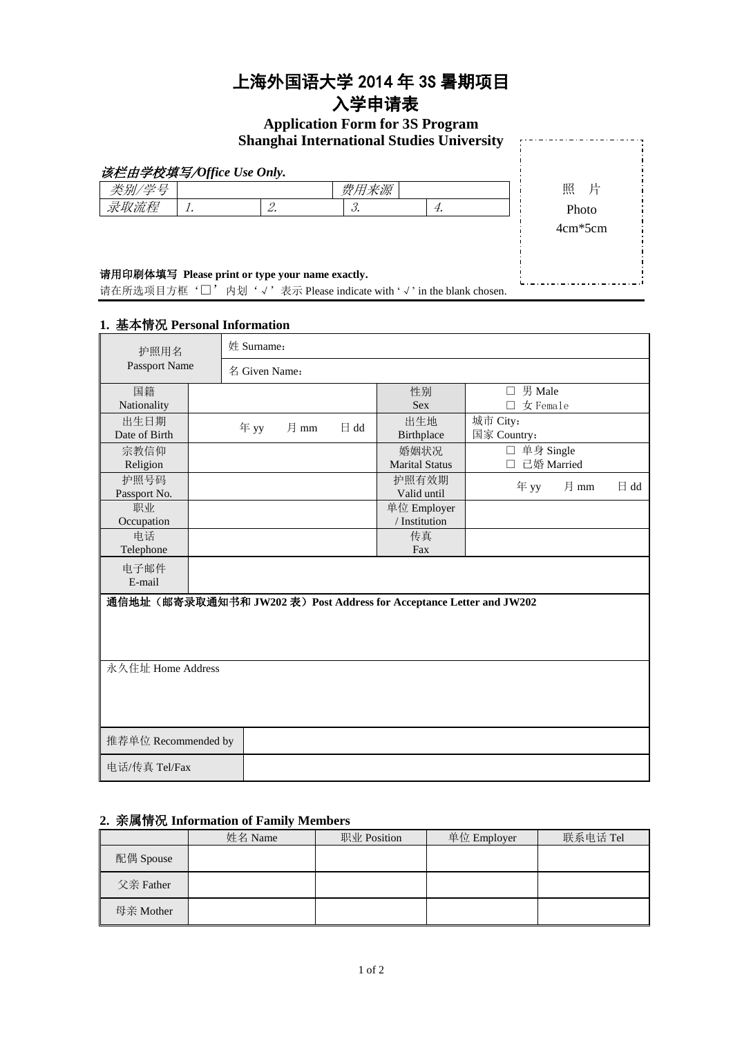# 上海外国语大学 2014 年 3S 暑期项目
# 入学申请表

**Application Form for 3S Program**
**Shanghai International Studies University**

***该栏由学校填写/Office Use Only.***

| *类别/学号* | | | *费用来源* | |
|---|---|---|---|---|
| *录取流程* | *1.* | *2.* | *3.* | *4.* |

照 片
Photo
4cm*5cm

**请用印刷体填写 Please print or type your name exactly.**

请在所选项目方框‘□’内划‘√’表示 Please indicate with ‘√’ in the blank chosen.

## 1. 基本情况 Personal Information

| 护照用名 Passport Name | 姓 Surname： | | |
|---|---|---|---|
| | 名 Given Name： | | |
| 国籍 Nationality | | 性别 Sex | □ 男 Male<br>□ 女 Female |
| 出生日期 Date of Birth | 年 yy 月 mm 日 dd | 出生地 Birthplace | 城市 City：<br>国家 Country： |
| 宗教信仰 Religion | | 婚姻状况 Marital Status | □ 单身 Single<br>□ 已婚 Married |
| 护照号码 Passport No. | | 护照有效期 Valid until | 年 yy 月 mm 日 dd |
| 职业 Occupation | | 单位 Employer / Institution | |
| 电话 Telephone | | 传真 Fax | |
| 电子邮件 E-mail | | | |

**通信地址（邮寄录取通知书和 JW202 表）Post Address for Acceptance Letter and JW202**

永久住址 Home Address

| 推荐单位 Recommended by | |
|---|---|
| 电话/传真 Tel/Fax | |

## 2. 亲属情况 Information of Family Members

| | 姓名 Name | 职业 Position | 单位 Employer | 联系电话 Tel |
|---|---|---|---|---|
| 配偶 Spouse | | | | |
| 父亲 Father | | | | |
| 母亲 Mother | | | | |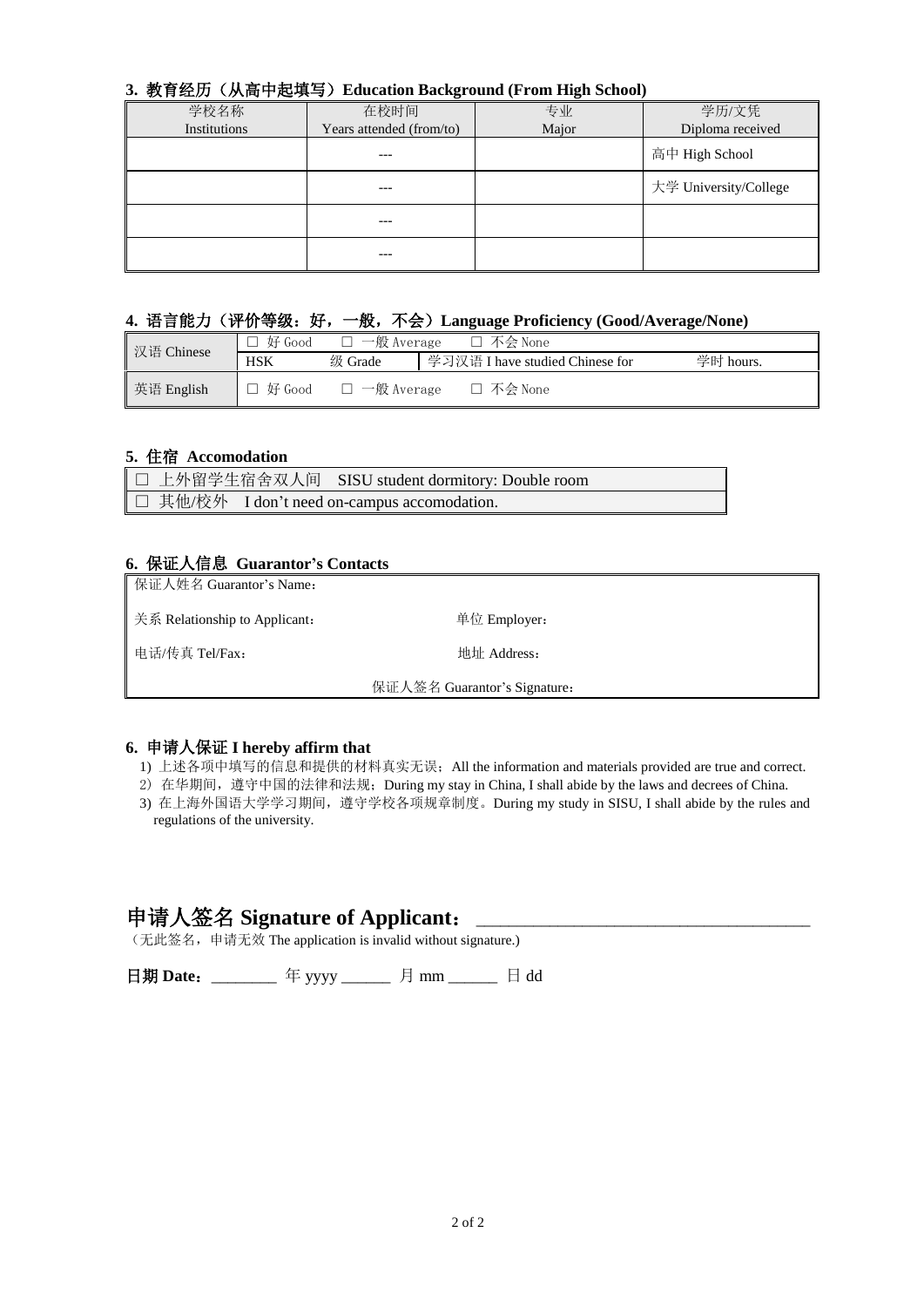**3. 教育经历（从高中起填写）Education Background (From High School)**

| 学校名称<br>Institutions | 在校时间<br>Years attended (from/to) | 专业<br>Major | 学历/文凭<br>Diploma received |
|---|---|---|---|
| | --- | | 高中 High School |
| | --- | | 大学 University/College |
| | --- | | |
| | --- | | |

**4. 语言能力（评价等级：好，一般，不会）Language Proficiency (Good/Average/None)**

| | | | |
|---|---|---|---|
| 汉语 Chinese | □ 好 Good | □ 一般 Average | □ 不会 None |
| | HSK | 级 Grade | 学习汉语 I have studied Chinese for 学时 hours. |
| 英语 English | □ 好 Good | □ 一般 Average | □ 不会 None |

**5. 住宿 Accomodation**

| |
|---|
| □ 上外留学生宿舍双人间 SISU student dormitory: Double room |
| □ 其他/校外 I don't need on-campus accomodation. |

**6. 保证人信息 Guarantor's Contacts**

| | |
|---|---|
| 保证人姓名 Guarantor's Name： | |
| 关系 Relationship to Applicant： | 单位 Employer： |
| 电话/传真 Tel/Fax： | 地址 Address： |
| 保证人签名 Guarantor's Signature： | |

**6. 申请人保证 I hereby affirm that**

1) 上述各项中填写的信息和提供的材料真实无误；All the information and materials provided are true and correct.
2) 在华期间，遵守中国的法律和法规；During my stay in China, I shall abide by the laws and decrees of China.
3) 在上海外国语大学学习期间，遵守学校各项规章制度。During my study in SISU, I shall abide by the rules and regulations of the university.

## 申请人签名 Signature of Applicant：____________________________________

（无此签名，申请无效 The application is invalid without signature.)

**日期 Date**：________ 年 yyyy ______ 月 mm ______ 日 dd